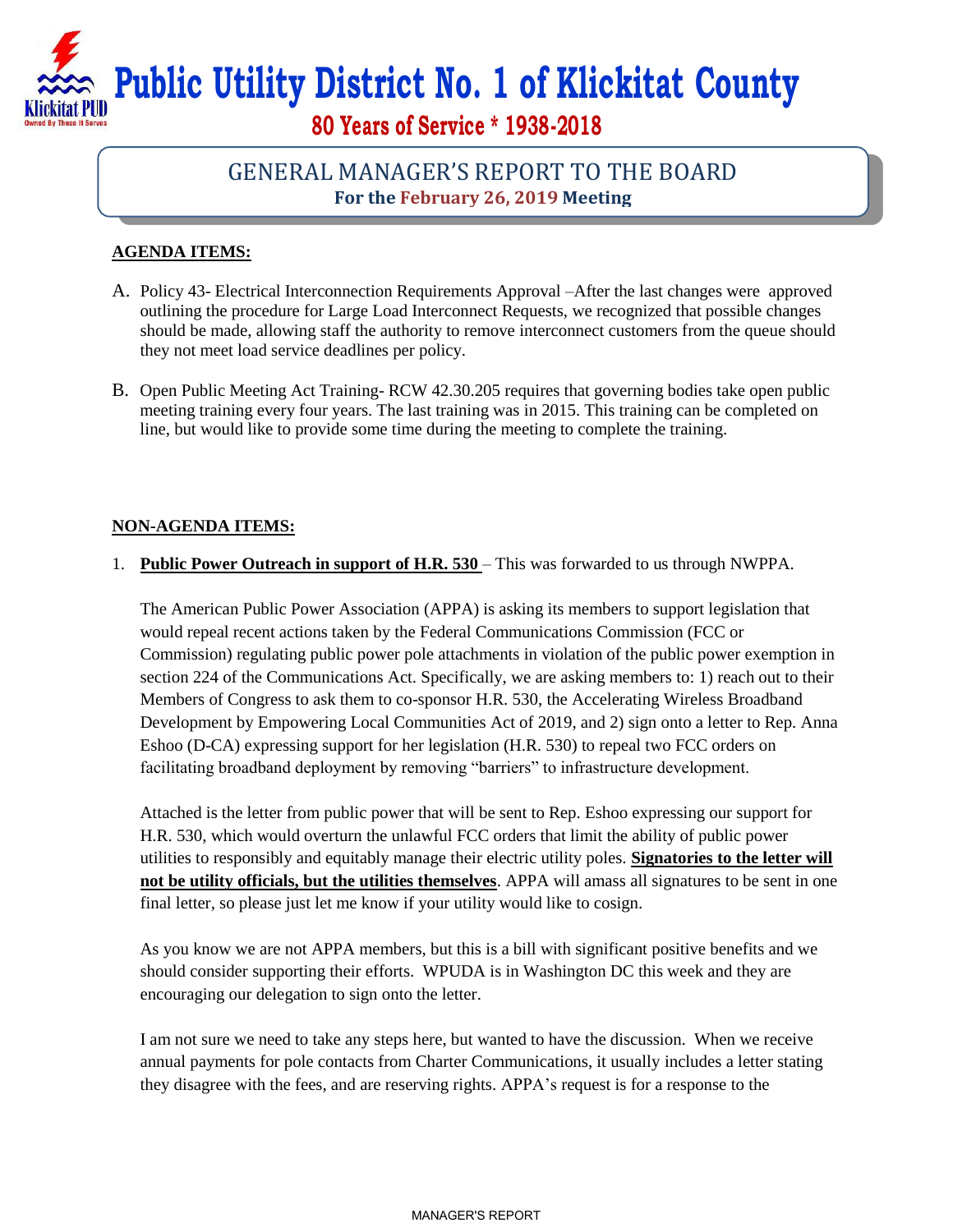# Public Utility District No. 1 of Klickitat County

**80 Years of Service * 1938-2018**

## GENERAL MANAGER'S REPORT TO THE BOARD

**For the February 26, 2019 Meeting**

**AGENDA ITEMS:**

A. Policy 43- Electrical Interconnection Requirements Approval –After the last changes were approved outlining the procedure for Large Load Interconnect Requests, we recognized that possible changes should be made, allowing staff the authority to remove interconnect customers from the queue should they not meet load service deadlines per policy.

B. Open Public Meeting Act Training- RCW 42.30.205 requires that governing bodies take open public meeting training every four years. The last training was in 2015. This training can be completed on line, but would like to provide some time during the meeting to complete the training.

**NON-AGENDA ITEMS:**

1. **Public Power Outreach in support of H.R. 530** – This was forwarded to us through NWPPA.

   The American Public Power Association (APPA) is asking its members to support legislation that would repeal recent actions taken by the Federal Communications Commission (FCC or Commission) regulating public power pole attachments in violation of the public power exemption in section 224 of the Communications Act. Specifically, we are asking members to: 1) reach out to their Members of Congress to ask them to co-sponsor H.R. 530, the Accelerating Wireless Broadband Development by Empowering Local Communities Act of 2019, and 2) sign onto a letter to Rep. Anna Eshoo (D-CA) expressing support for her legislation (H.R. 530) to repeal two FCC orders on facilitating broadband deployment by removing "barriers" to infrastructure development.

   Attached is the letter from public power that will be sent to Rep. Eshoo expressing our support for H.R. 530, which would overturn the unlawful FCC orders that limit the ability of public power utilities to responsibly and equitably manage their electric utility poles. **Signatories to the letter will not be utility officials, but the utilities themselves**. APPA will amass all signatures to be sent in one final letter, so please just let me know if your utility would like to cosign.

   As you know we are not APPA members, but this is a bill with significant positive benefits and we should consider supporting their efforts. WPUDA is in Washington DC this week and they are encouraging our delegation to sign onto the letter.

   I am not sure we need to take any steps here, but wanted to have the discussion. When we receive annual payments for pole contacts from Charter Communications, it usually includes a letter stating they disagree with the fees, and are reserving rights. APPA's request is for a response to the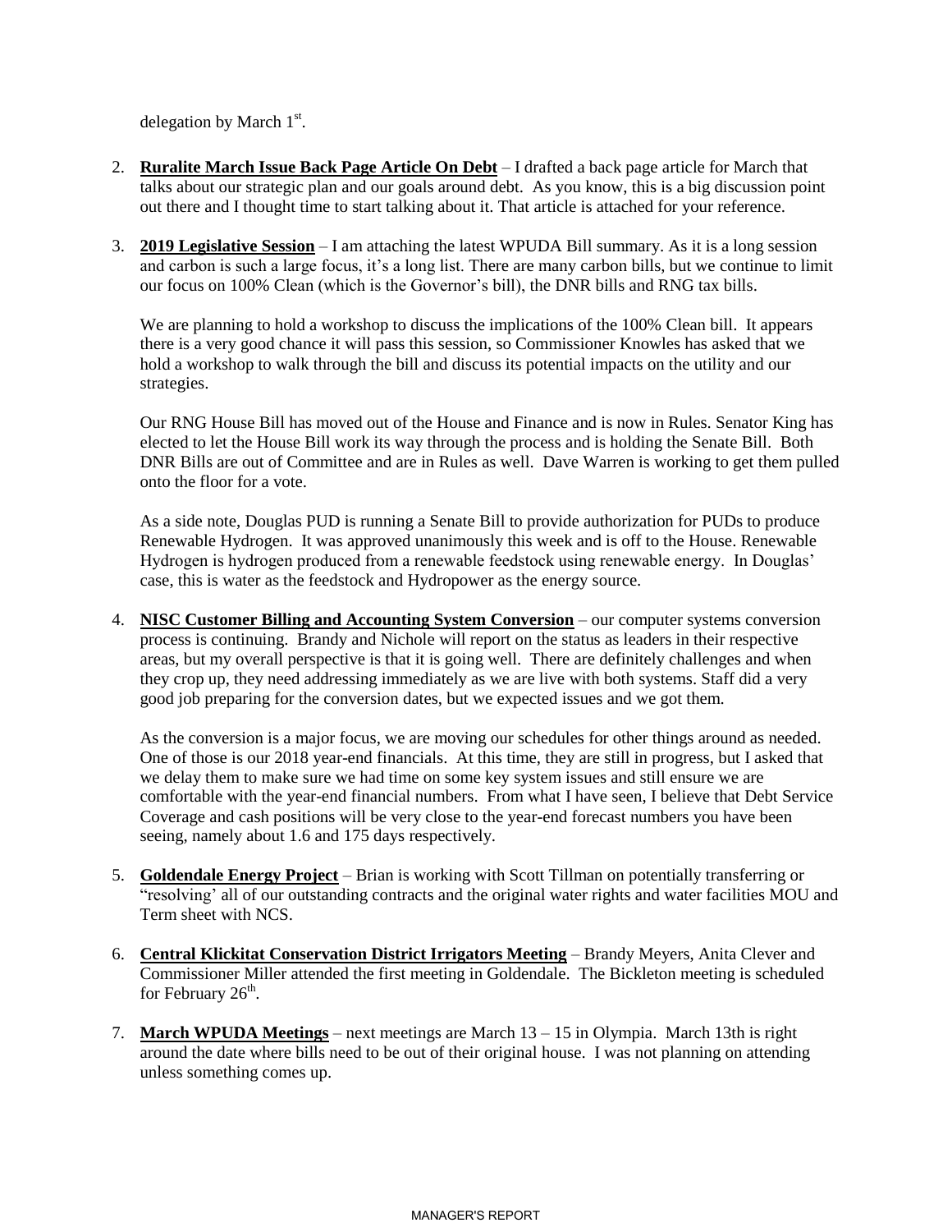delegation by March 1st.

2. **Ruralite March Issue Back Page Article On Debt** – I drafted a back page article for March that talks about our strategic plan and our goals around debt. As you know, this is a big discussion point out there and I thought time to start talking about it. That article is attached for your reference.

3. **2019 Legislative Session** – I am attaching the latest WPUDA Bill summary. As it is a long session and carbon is such a large focus, it's a long list. There are many carbon bills, but we continue to limit our focus on 100% Clean (which is the Governor's bill), the DNR bills and RNG tax bills.

   We are planning to hold a workshop to discuss the implications of the 100% Clean bill. It appears there is a very good chance it will pass this session, so Commissioner Knowles has asked that we hold a workshop to walk through the bill and discuss its potential impacts on the utility and our strategies.

   Our RNG House Bill has moved out of the House and Finance and is now in Rules. Senator King has elected to let the House Bill work its way through the process and is holding the Senate Bill. Both DNR Bills are out of Committee and are in Rules as well. Dave Warren is working to get them pulled onto the floor for a vote.

   As a side note, Douglas PUD is running a Senate Bill to provide authorization for PUDs to produce Renewable Hydrogen. It was approved unanimously this week and is off to the House. Renewable Hydrogen is hydrogen produced from a renewable feedstock using renewable energy. In Douglas' case, this is water as the feedstock and Hydropower as the energy source.

4. **NISC Customer Billing and Accounting System Conversion** – our computer systems conversion process is continuing. Brandy and Nichole will report on the status as leaders in their respective areas, but my overall perspective is that it is going well. There are definitely challenges and when they crop up, they need addressing immediately as we are live with both systems. Staff did a very good job preparing for the conversion dates, but we expected issues and we got them.

   As the conversion is a major focus, we are moving our schedules for other things around as needed. One of those is our 2018 year-end financials. At this time, they are still in progress, but I asked that we delay them to make sure we had time on some key system issues and still ensure we are comfortable with the year-end financial numbers. From what I have seen, I believe that Debt Service Coverage and cash positions will be very close to the year-end forecast numbers you have been seeing, namely about 1.6 and 175 days respectively.

5. **Goldendale Energy Project** – Brian is working with Scott Tillman on potentially transferring or "resolving' all of our outstanding contracts and the original water rights and water facilities MOU and Term sheet with NCS.

6. **Central Klickitat Conservation District Irrigators Meeting** – Brandy Meyers, Anita Clever and Commissioner Miller attended the first meeting in Goldendale. The Bickleton meeting is scheduled for February 26th.

7. **March WPUDA Meetings** – next meetings are March 13 – 15 in Olympia. March 13th is right around the date where bills need to be out of their original house. I was not planning on attending unless something comes up.